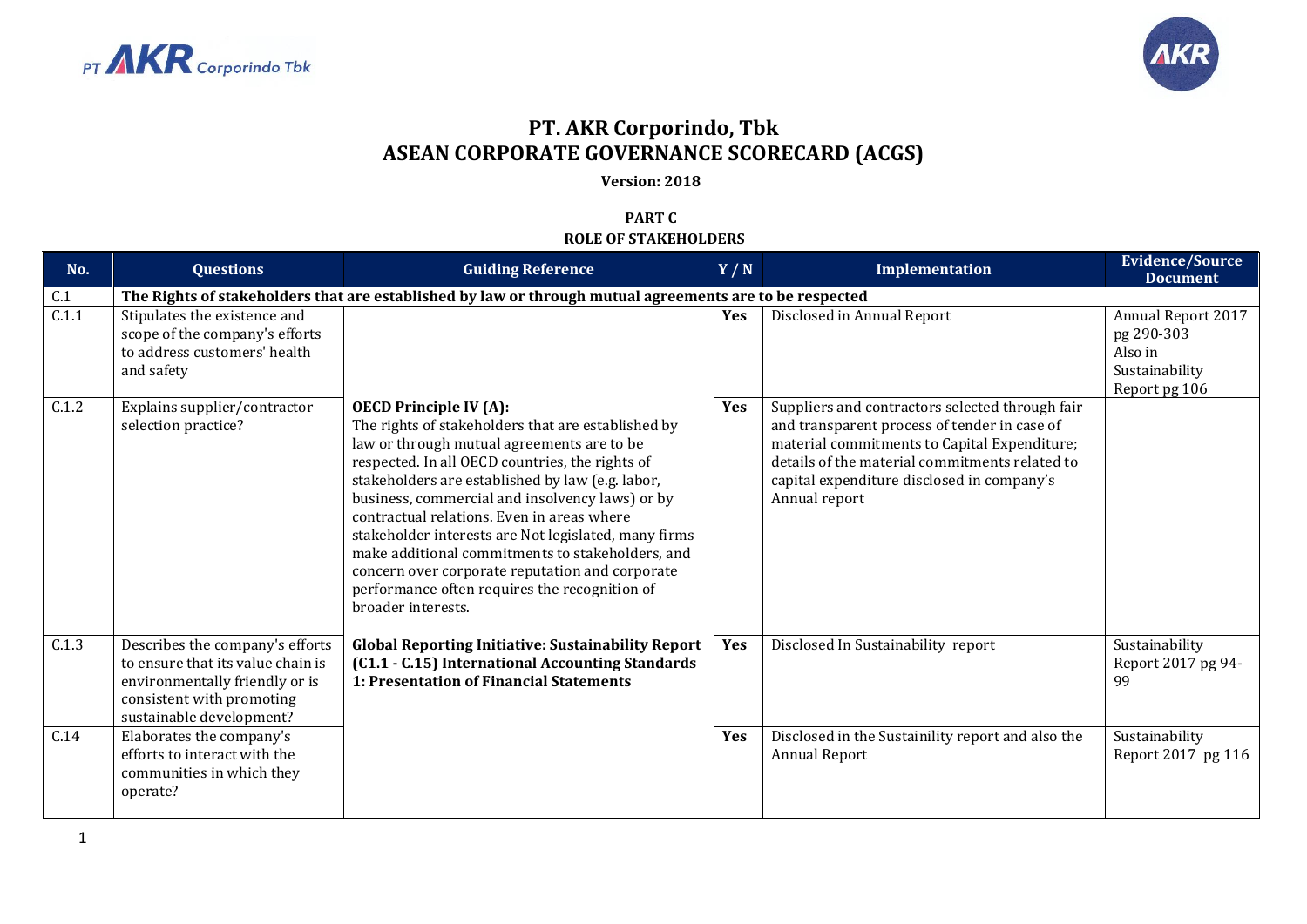# PT. AKR Corporindo, Tbk
## ASEAN CORPORATE GOVERNANCE SCORECARD (ACGS)

**Version: 2018**

**PART C**
**ROLE OF STAKEHOLDERS**

| No. | Questions | Guiding Reference | Y / N | Implementation | Evidence/Source Document |
|---|---|---|---|---|---|
| C.1 | **The Rights of stakeholders that are established by law or through mutual agreements are to be respected** | | | | |
| C.1.1 | Stipulates the existence and scope of the company's efforts to address customers' health and safety | | **Yes** | Disclosed in Annual Report | Annual Report 2017 pg 290-303 Also in Sustainability Report pg 106 |
| C.1.2 | Explains supplier/contractor selection practice? | **OECD Principle IV (A):** The rights of stakeholders that are established by law or through mutual agreements are to be respected. In all OECD countries, the rights of stakeholders are established by law (e.g. labor, business, commercial and insolvency laws) or by contractual relations. Even in areas where stakeholder interests are Not legislated, many firms make additional commitments to stakeholders, and concern over corporate reputation and corporate performance often requires the recognition of broader interests. | **Yes** | Suppliers and contractors selected through fair and transparent process of tender in case of material commitments to Capital Expenditure; details of the material commitments related to capital expenditure disclosed in company's Annual report | |
| C.1.3 | Describes the company's efforts to ensure that its value chain is environmentally friendly or is consistent with promoting sustainable development? | **Global Reporting Initiative: Sustainability Report (C1.1 - C.15) International Accounting Standards 1: Presentation of Financial Statements** | **Yes** | Disclosed In Sustainability report | Sustainability Report 2017 pg 94-99 |
| C.14 | Elaborates the company's efforts to interact with the communities in which they operate? | | **Yes** | Disclosed in the Sustainility report and also the Annual Report | Sustainability Report 2017 pg 116 |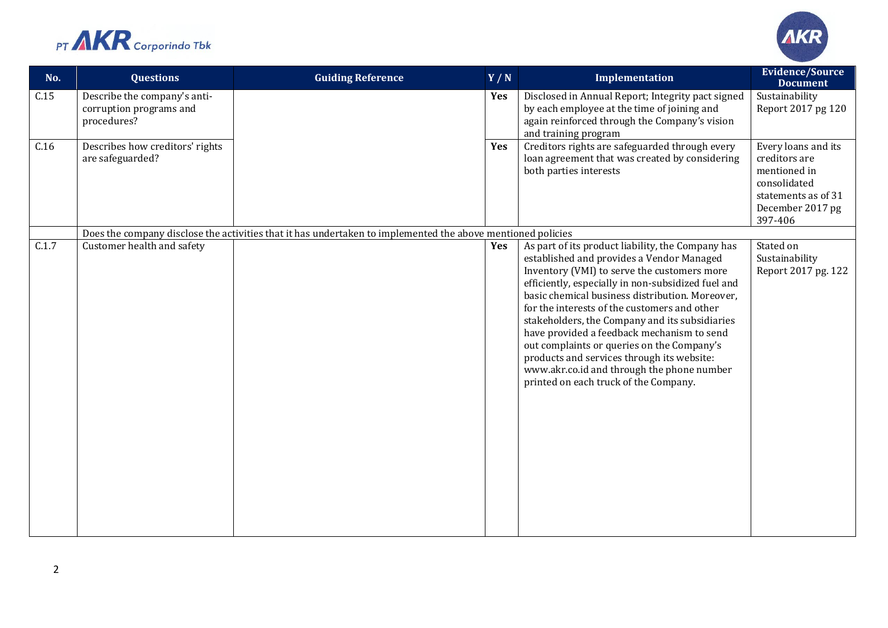| No. | Questions | Guiding Reference | Y / N | Implementation | Evidence/Source Document |
|---|---|---|---|---|---|
| C.15 | Describe the company's anti-corruption programs and procedures? | | **Yes** | Disclosed in Annual Report; Integrity pact signed by each employee at the time of joining and again reinforced through the Company's vision and training program | Sustainability Report 2017 pg 120 |
| C.16 | Describes how creditors' rights are safeguarded? | | **Yes** | Creditors rights are safeguarded through every loan agreement that was created by considering both parties interests | Every loans and its creditors are mentioned in consolidated statements as of 31 December 2017 pg 397-406 |
| | Does the company disclose the activities that it has undertaken to implemented the above mentioned policies | | | | |
| C.1.7 | Customer health and safety | | **Yes** | As part of its product liability, the Company has established and provides a Vendor Managed Inventory (VMI) to serve the customers more efficiently, especially in non-subsidized fuel and basic chemical business distribution. Moreover, for the interests of the customers and other stakeholders, the Company and its subsidiaries have provided a feedback mechanism to send out complaints or queries on the Company's products and services through its website: www.akr.co.id and through the phone number printed on each truck of the Company. | Stated on Sustainability Report 2017 pg. 122 |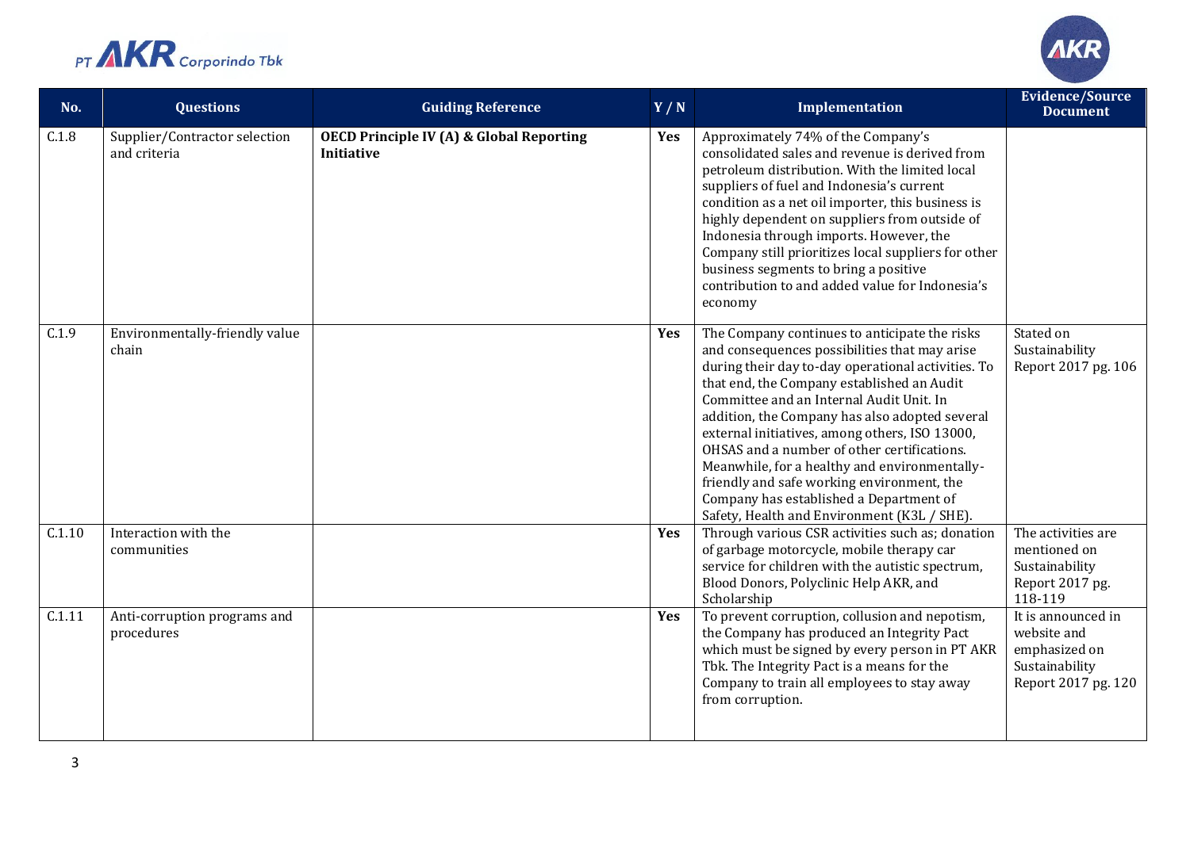| No. | Questions | Guiding Reference | Y / N | Implementation | Evidence/Source Document |
|---|---|---|---|---|---|
| C.1.8 | Supplier/Contractor selection and criteria | **OECD Principle IV (A) & Global Reporting Initiative** | **Yes** | Approximately 74% of the Company's consolidated sales and revenue is derived from petroleum distribution. With the limited local suppliers of fuel and Indonesia's current condition as a net oil importer, this business is highly dependent on suppliers from outside of Indonesia through imports. However, the Company still prioritizes local suppliers for other business segments to bring a positive contribution to and added value for Indonesia's economy | |
| C.1.9 | Environmentally-friendly value chain | | **Yes** | The Company continues to anticipate the risks and consequences possibilities that may arise during their day to-day operational activities. To that end, the Company established an Audit Committee and an Internal Audit Unit. In addition, the Company has also adopted several external initiatives, among others, ISO 13000, OHSAS and a number of other certifications. Meanwhile, for a healthy and environmentally-friendly and safe working environment, the Company has established a Department of Safety, Health and Environment (K3L / SHE). | Stated on Sustainability Report 2017 pg. 106 |
| C.1.10 | Interaction with the communities | | **Yes** | Through various CSR activities such as; donation of garbage motorcycle, mobile therapy car service for children with the autistic spectrum, Blood Donors, Polyclinic Help AKR, and Scholarship | The activities are mentioned on Sustainability Report 2017 pg. 118-119 |
| C.1.11 | Anti-corruption programs and procedures | | **Yes** | To prevent corruption, collusion and nepotism, the Company has produced an Integrity Pact which must be signed by every person in PT AKR Tbk. The Integrity Pact is a means for the Company to train all employees to stay away from corruption. | It is announced in website and emphasized on Sustainability Report 2017 pg. 120 |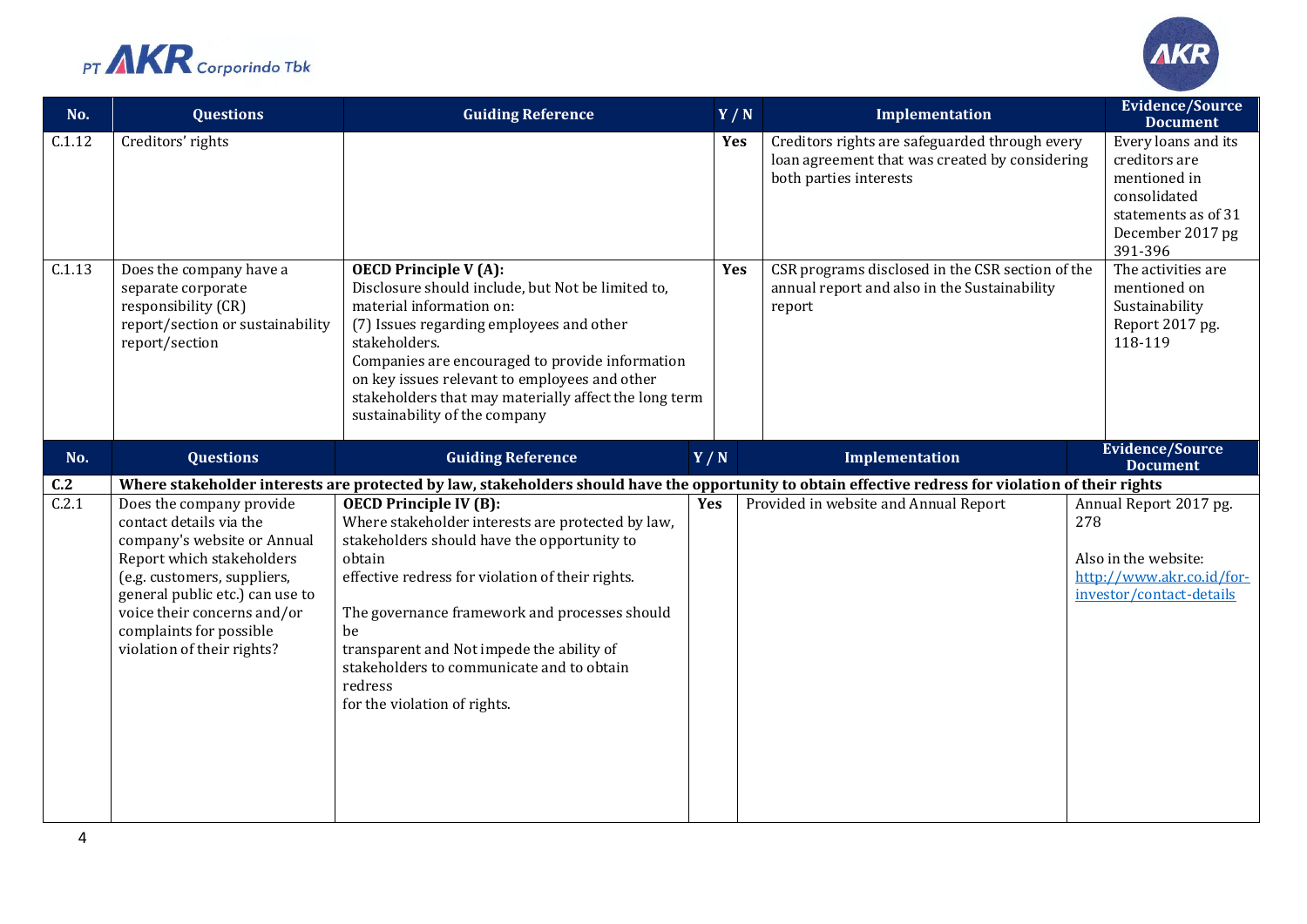| No. | Questions | Guiding Reference | Y / N | Implementation | Evidence/Source Document |
|---|---|---|---|---|---|
| C.1.12 | Creditors' rights | | Yes | Creditors rights are safeguarded through every loan agreement that was created by considering both parties interests | Every loans and its creditors are mentioned in consolidated statements as of 31 December 2017 pg 391-396 |
| C.1.13 | Does the company have a separate corporate responsibility (CR) report/section or sustainability report/section | **OECD Principle V (A):** Disclosure should include, but Not be limited to, material information on: (7) Issues regarding employees and other stakeholders. Companies are encouraged to provide information on key issues relevant to employees and other stakeholders that may materially affect the long term sustainability of the company | Yes | CSR programs disclosed in the CSR section of the annual report and also in the Sustainability report | The activities are mentioned on Sustainability Report 2017 pg. 118-119 |

| No. | Questions | Guiding Reference | Y / N | Implementation | Evidence/Source Document |
|---|---|---|---|---|---|
| **C.2** | **Where stakeholder interests are protected by law, stakeholders should have the opportunity to obtain effective redress for violation of their rights** | | | | |
| C.2.1 | Does the company provide contact details via the company's website or Annual Report which stakeholders (e.g. customers, suppliers, general public etc.) can use to voice their concerns and/or complaints for possible violation of their rights? | **OECD Principle IV (B):** Where stakeholder interests are protected by law, stakeholders should have the opportunity to obtain effective redress for violation of their rights. The governance framework and processes should be transparent and Not impede the ability of stakeholders to communicate and to obtain redress for the violation of rights. | Yes | Provided in website and Annual Report | Annual Report 2017 pg. 278 Also in the website: [http://www.akr.co.id/for-investor/contact-details](http://www.akr.co.id/for-investor/contact-details) |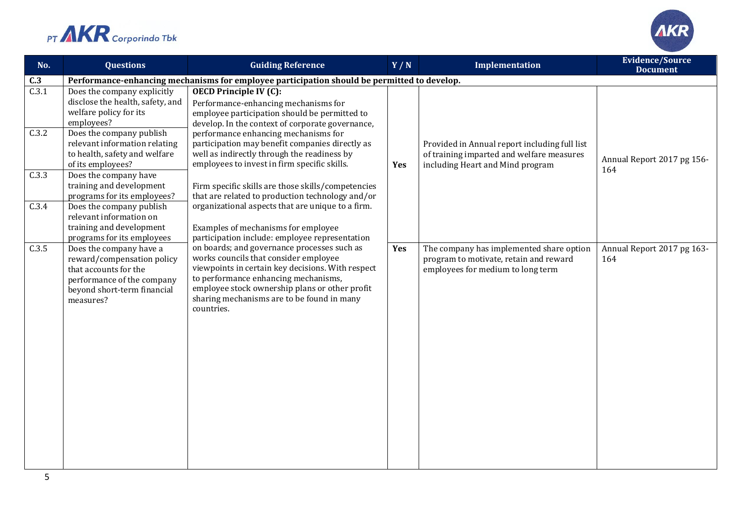| No. | Questions | Guiding Reference | Y / N | Implementation | Evidence/Source Document |
|---|---|---|---|---|---|
| **C.3** | **Performance-enhancing mechanisms for employee participation should be permitted to develop.** | | | | |
| C.3.1 | Does the company explicitly disclose the health, safety, and welfare policy for its employees? | **OECD Principle IV (C):** Performance-enhancing mechanisms for employee participation should be permitted to develop. In the context of corporate governance, performance enhancing mechanisms for participation may benefit companies directly as well as indirectly through the readiness by employees to invest in firm specific skills. Firm specific skills are those skills/competencies that are related to production technology and/or organizational aspects that are unique to a firm. Examples of mechanisms for employee participation include: employee representation on boards; and governance processes such as works councils that consider employee viewpoints in certain key decisions. With respect to performance enhancing mechanisms, employee stock ownership plans or other profit sharing mechanisms are to be found in many countries. | **Yes** | Provided in Annual report including full list of training imparted and welfare measures including Heart and Mind program | Annual Report 2017 pg 156-164 |
| C.3.2 | Does the company publish relevant information relating to health, safety and welfare of its employees? | | | | |
| C.3.3 | Does the company have training and development programs for its employees? | | | | |
| C.3.4 | Does the company publish relevant information on training and development programs for its employees | | | | |
| C.3.5 | Does the company have a reward/compensation policy that accounts for the performance of the company beyond short-term financial measures? | | **Yes** | The company has implemented share option program to motivate, retain and reward employees for medium to long term | Annual Report 2017 pg 163-164 |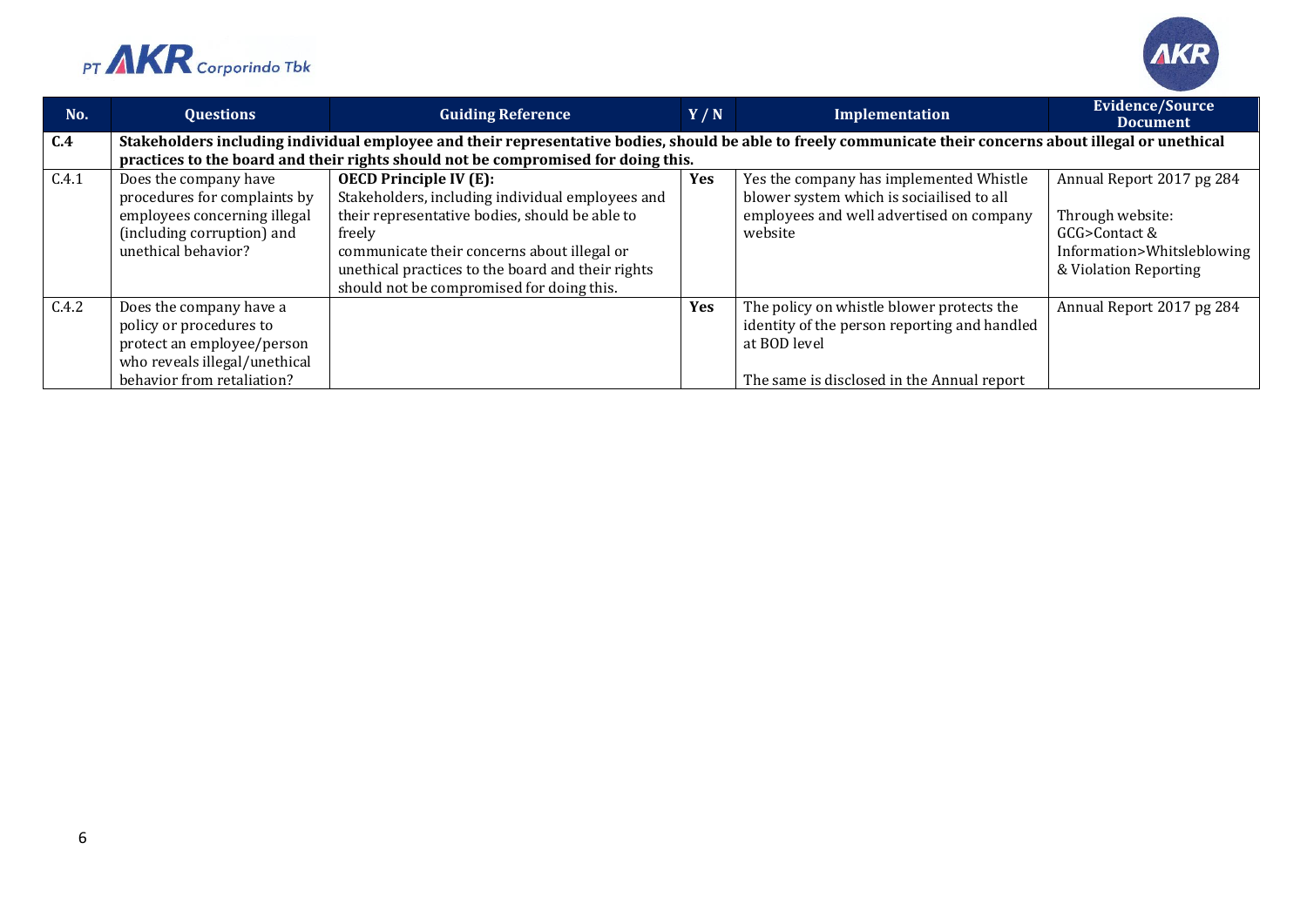| No. | Questions | Guiding Reference | Y / N | Implementation | Evidence/Source Document |
|---|---|---|---|---|---|
| **C.4** | **Stakeholders including individual employee and their representative bodies, should be able to freely communicate their concerns about illegal or unethical practices to the board and their rights should not be compromised for doing this.** | | | | |
| C.4.1 | Does the company have procedures for complaints by employees concerning illegal (including corruption) and unethical behavior? | **OECD Principle IV (E):** Stakeholders, including individual employees and their representative bodies, should be able to freely communicate their concerns about illegal or unethical practices to the board and their rights should not be compromised for doing this. | **Yes** | Yes the company has implemented Whistle blower system which is socialised to all employees and well advertised on company website | Annual Report 2017 pg 284<br><br>Through website: GCG>Contact & Information>Whitsleblowing & Violation Reporting |
| C.4.2 | Does the company have a policy or procedures to protect an employee/person who reveals illegal/unethical behavior from retaliation? | | **Yes** | The policy on whistle blower protects the identity of the person reporting and handled at BOD level<br><br>The same is disclosed in the Annual report | Annual Report 2017 pg 284 |